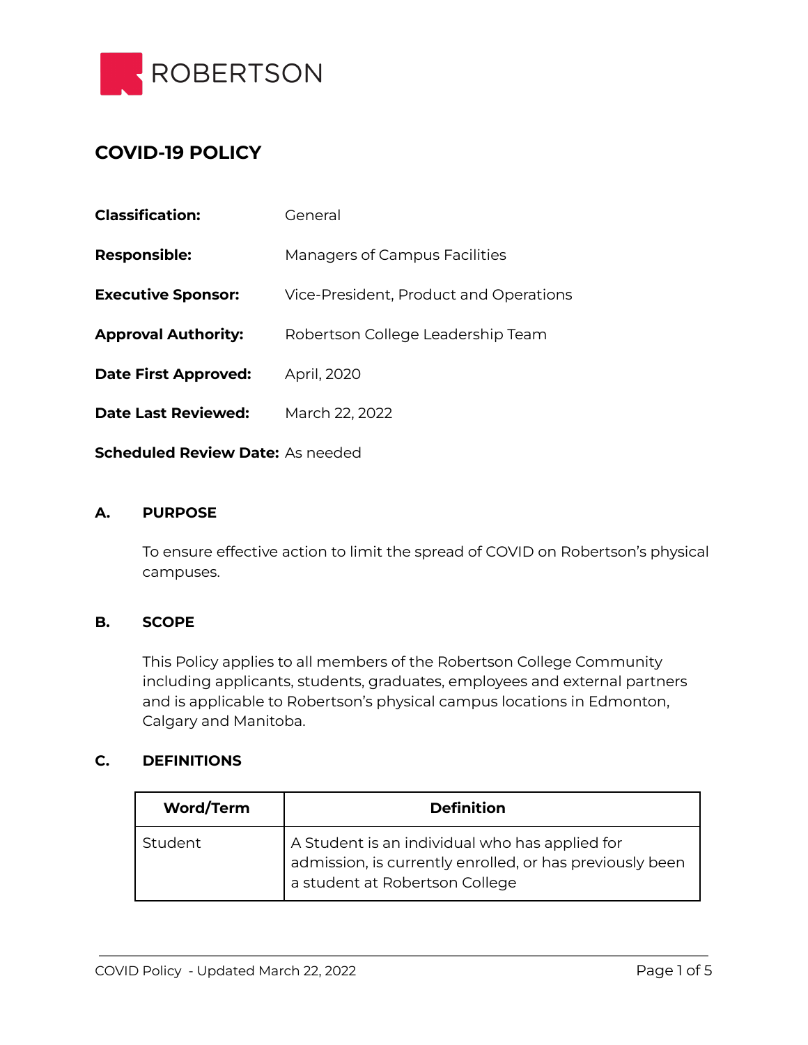ROBERTSON

# COVID-19 POLICY

**Classification:** General

**Responsible:** Managers of Campus Facilities

**Executive Sponsor:** Vice-President, Product and Operations

**Approval Authority:** Robertson College Leadership Team

**Date First Approved:** April, 2020

**Date Last Reviewed:** March 22, 2022

**Scheduled Review Date:** As needed

## A. PURPOSE

To ensure effective action to limit the spread of COVID on Robertson's physical campuses.

## B. SCOPE

This Policy applies to all members of the Robertson College Community including applicants, students, graduates, employees and external partners and is applicable to Robertson's physical campus locations in Edmonton, Calgary and Manitoba.

## C. DEFINITIONS

| Word/Term | Definition |
| --- | --- |
| Student | A Student is an individual who has applied for admission, is currently enrolled, or has previously been a student at Robertson College |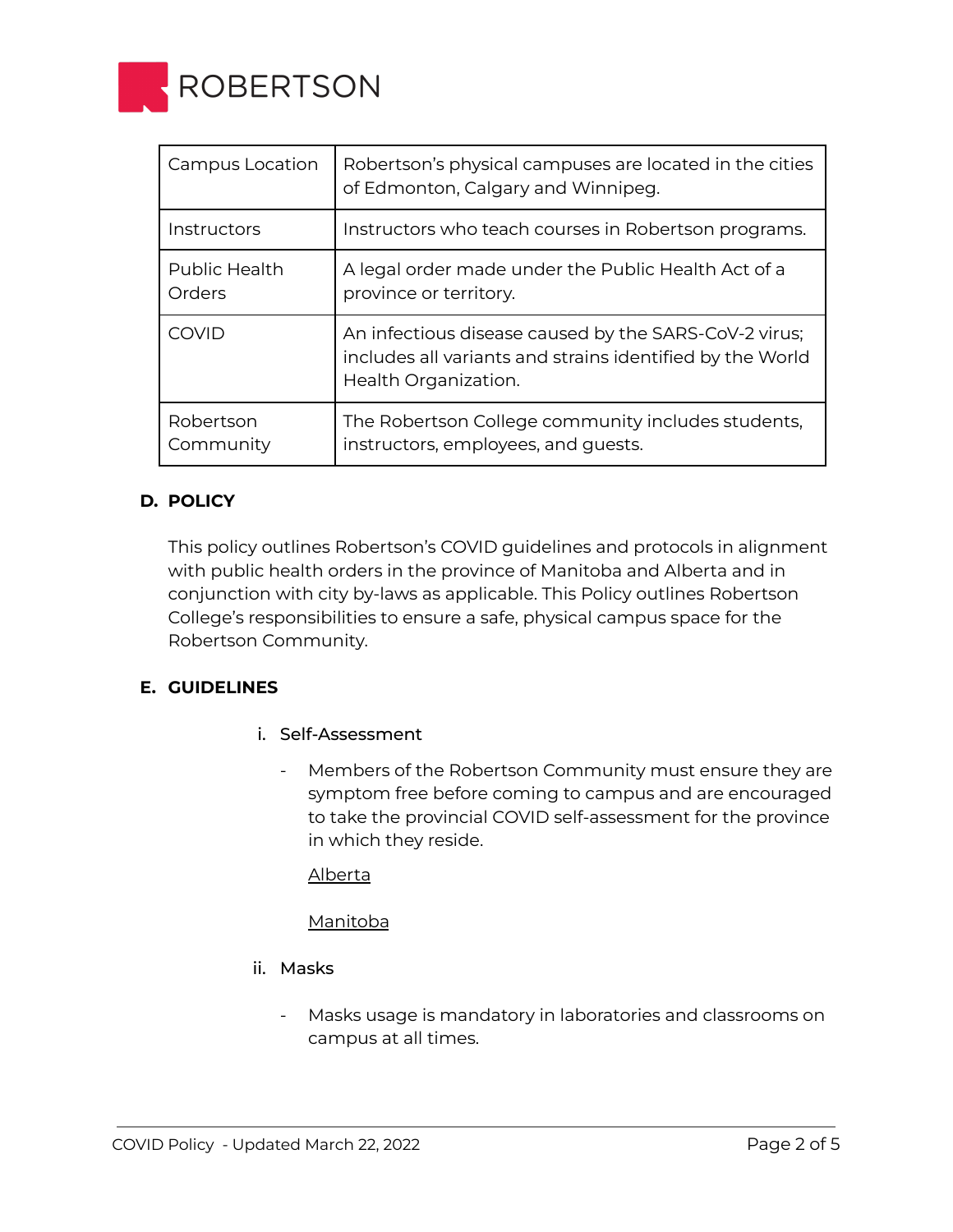| Campus Location | Robertson's physical campuses are located in the cities of Edmonton, Calgary and Winnipeg. |
|---|---|
| Instructors | Instructors who teach courses in Robertson programs. |
| Public Health Orders | A legal order made under the Public Health Act of a province or territory. |
| COVID | An infectious disease caused by the SARS-CoV-2 virus; includes all variants and strains identified by the World Health Organization. |
| Robertson Community | The Robertson College community includes students, instructors, employees, and guests. |

## D. POLICY

This policy outlines Robertson's COVID guidelines and protocols in alignment with public health orders in the province of Manitoba and Alberta and in conjunction with city by-laws as applicable. This Policy outlines Robertson College's responsibilities to ensure a safe, physical campus space for the Robertson Community.

## E. GUIDELINES

### i. Self-Assessment

- Members of the Robertson Community must ensure they are symptom free before coming to campus and are encouraged to take the provincial COVID self-assessment for the province in which they reside.

  Alberta

  Manitoba

### ii. Masks

- Masks usage is mandatory in laboratories and classrooms on campus at all times.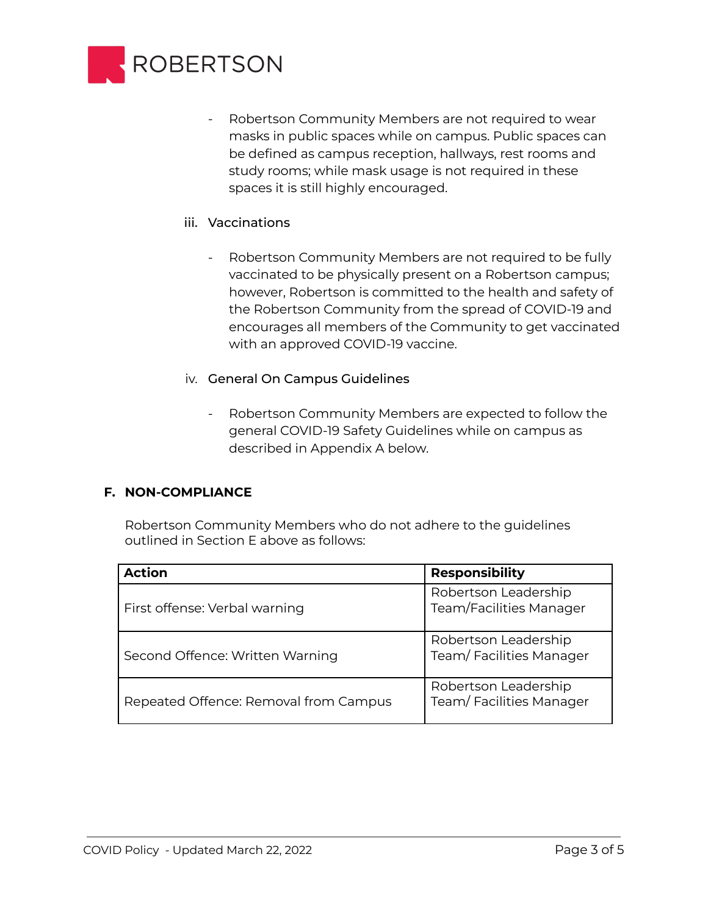- Robertson Community Members are not required to wear masks in public spaces while on campus. Public spaces can be defined as campus reception, hallways, rest rooms and study rooms; while mask usage is not required in these spaces it is still highly encouraged.

iii. Vaccinations

- Robertson Community Members are not required to be fully vaccinated to be physically present on a Robertson campus; however, Robertson is committed to the health and safety of the Robertson Community from the spread of COVID-19 and encourages all members of the Community to get vaccinated with an approved COVID-19 vaccine.

iv. General On Campus Guidelines

- Robertson Community Members are expected to follow the general COVID-19 Safety Guidelines while on campus as described in Appendix A below.

## F. NON-COMPLIANCE

Robertson Community Members who do not adhere to the guidelines outlined in Section E above as follows:

| Action | Responsibility |
|---|---|
| First offense: Verbal warning | Robertson Leadership Team/Facilities Manager |
| Second Offence: Written Warning | Robertson Leadership Team/ Facilities Manager |
| Repeated Offence: Removal from Campus | Robertson Leadership Team/ Facilities Manager |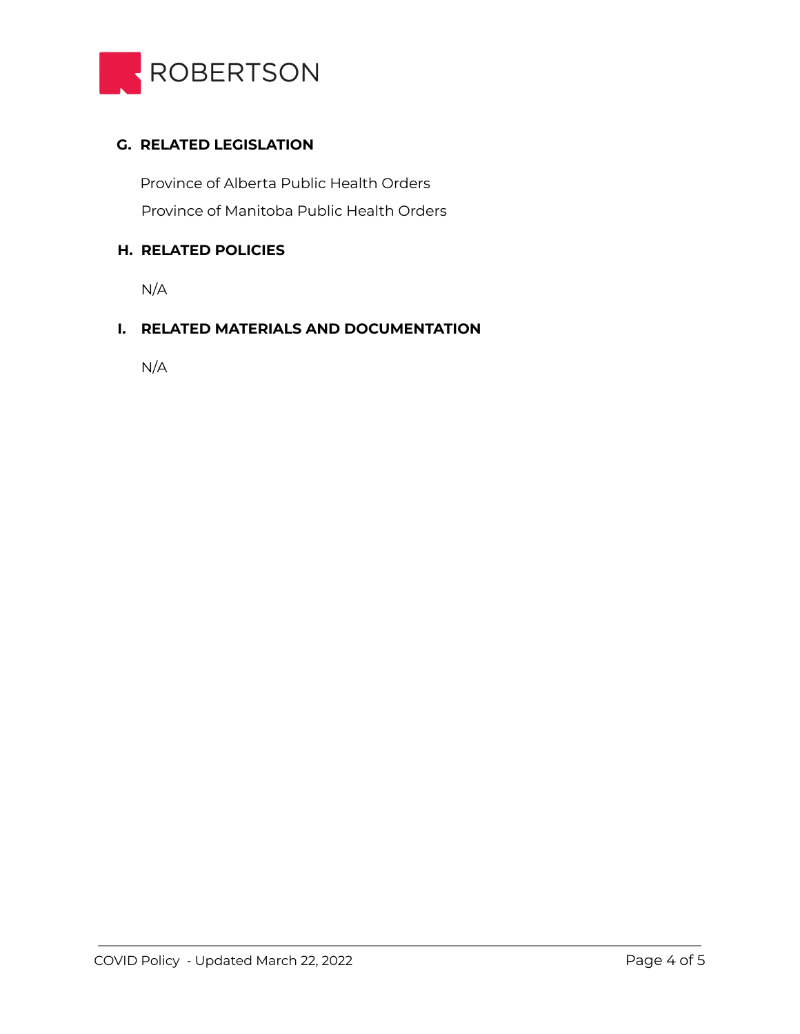## G. RELATED LEGISLATION

Province of Alberta Public Health Orders

Province of Manitoba Public Health Orders

## H. RELATED POLICIES

N/A

## I. RELATED MATERIALS AND DOCUMENTATION

N/A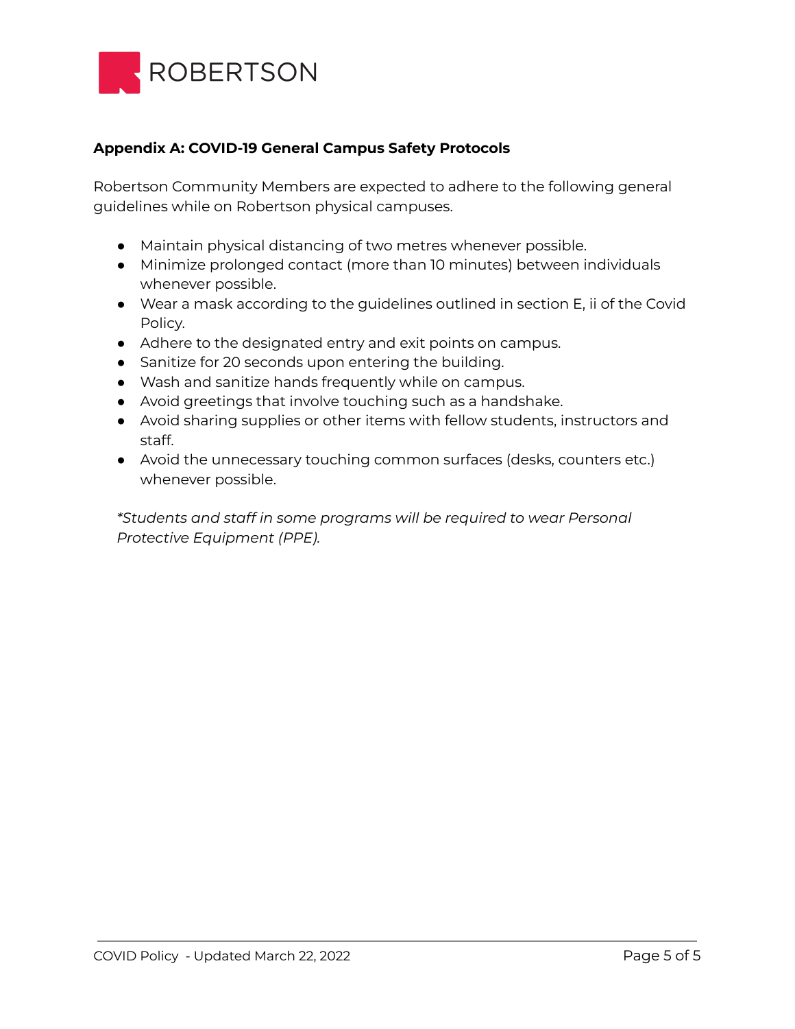**Appendix A: COVID-19 General Campus Safety Protocols**

Robertson Community Members are expected to adhere to the following general guidelines while on Robertson physical campuses.

- Maintain physical distancing of two metres whenever possible.
- Minimize prolonged contact (more than 10 minutes) between individuals whenever possible.
- Wear a mask according to the guidelines outlined in section E, ii of the Covid Policy.
- Adhere to the designated entry and exit points on campus.
- Sanitize for 20 seconds upon entering the building.
- Wash and sanitize hands frequently while on campus.
- Avoid greetings that involve touching such as a handshake.
- Avoid sharing supplies or other items with fellow students, instructors and staff.
- Avoid the unnecessary touching common surfaces (desks, counters etc.) whenever possible.

*\*Students and staff in some programs will be required to wear Personal Protective Equipment (PPE).*